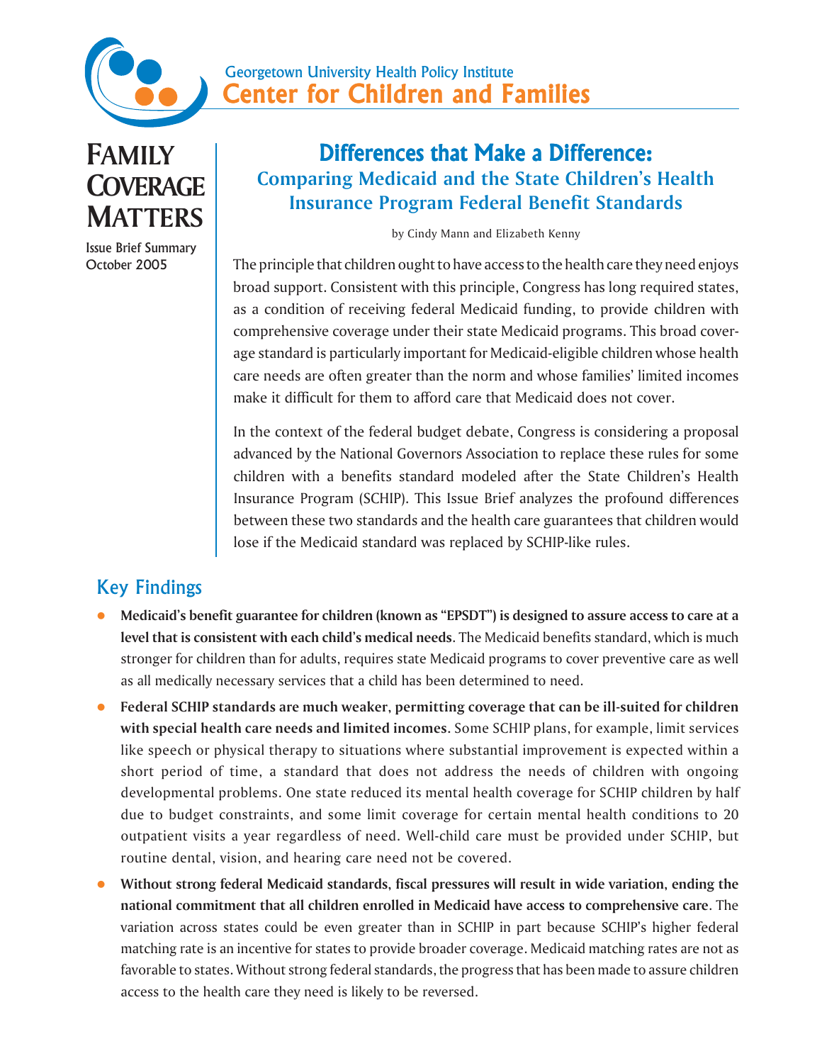Georgetown University Health Policy Institute

**Center for Children and Families**

**FAMILY COVERAGE MATTERS**

Issue Brief Summary
October 2005

# Differences that Make a Difference:

## Comparing Medicaid and the State Children's Health Insurance Program Federal Benefit Standards

by Cindy Mann and Elizabeth Kenny

The principle that children ought to have access to the health care they need enjoys broad support. Consistent with this principle, Congress has long required states, as a condition of receiving federal Medicaid funding, to provide children with comprehensive coverage under their state Medicaid programs. This broad coverage standard is particularly important for Medicaid-eligible children whose health care needs are often greater than the norm and whose families' limited incomes make it difficult for them to afford care that Medicaid does not cover.

In the context of the federal budget debate, Congress is considering a proposal advanced by the National Governors Association to replace these rules for some children with a benefits standard modeled after the State Children's Health Insurance Program (SCHIP). This Issue Brief analyzes the profound differences between these two standards and the health care guarantees that children would lose if the Medicaid standard was replaced by SCHIP-like rules.

## Key Findings

- **Medicaid's benefit guarantee for children (known as "EPSDT") is designed to assure access to care at a level that is consistent with each child's medical needs**. The Medicaid benefits standard, which is much stronger for children than for adults, requires state Medicaid programs to cover preventive care as well as all medically necessary services that a child has been determined to need.
- **Federal SCHIP standards are much weaker, permitting coverage that can be ill-suited for children with special health care needs and limited incomes**. Some SCHIP plans, for example, limit services like speech or physical therapy to situations where substantial improvement is expected within a short period of time, a standard that does not address the needs of children with ongoing developmental problems. One state reduced its mental health coverage for SCHIP children by half due to budget constraints, and some limit coverage for certain mental health conditions to 20 outpatient visits a year regardless of need. Well-child care must be provided under SCHIP, but routine dental, vision, and hearing care need not be covered.
- **Without strong federal Medicaid standards, fiscal pressures will result in wide variation, ending the national commitment that all children enrolled in Medicaid have access to comprehensive care**. The variation across states could be even greater than in SCHIP in part because SCHIP's higher federal matching rate is an incentive for states to provide broader coverage. Medicaid matching rates are not as favorable to states. Without strong federal standards, the progress that has been made to assure children access to the health care they need is likely to be reversed.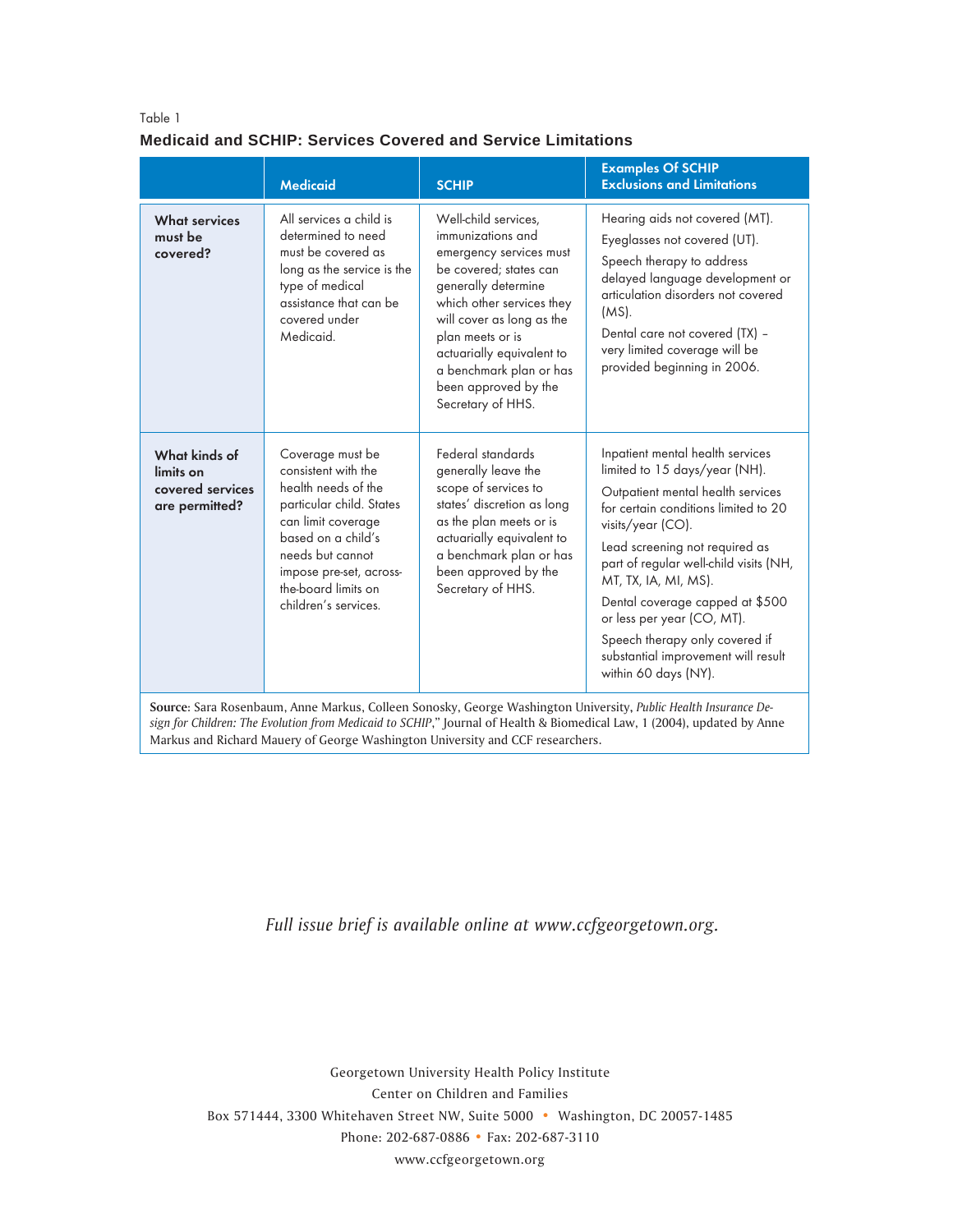Table 1

## Medicaid and SCHIP: Services Covered and Service Limitations

| | Medicaid | SCHIP | Examples Of SCHIP Exclusions and Limitations |
|---|---|---|---|
| **What services must be covered?** | All services a child is determined to need must be covered as long as the service is the type of medical assistance that can be covered under Medicaid. | Well-child services, immunizations and emergency services must be covered; states can generally determine which other services they will cover as long as the plan meets or is actuarially equivalent to a benchmark plan or has been approved by the Secretary of HHS. | Hearing aids not covered (MT).<br>Eyeglasses not covered (UT).<br>Speech therapy to address delayed language development or articulation disorders not covered (MS).<br>Dental care not covered (TX) – very limited coverage will be provided beginning in 2006. |
| **What kinds of limits on covered services are permitted?** | Coverage must be consistent with the health needs of the particular child. States can limit coverage based on a child's needs but cannot impose pre-set, across-the-board limits on children's services. | Federal standards generally leave the scope of services to states' discretion as long as the plan meets or is actuarially equivalent to a benchmark plan or has been approved by the Secretary of HHS. | Inpatient mental health services limited to 15 days/year (NH).<br>Outpatient mental health services for certain conditions limited to 20 visits/year (CO).<br>Lead screening not required as part of regular well-child visits (NH, MT, TX, IA, MI, MS).<br>Dental coverage capped at $500 or less per year (CO, MT).<br>Speech therapy only covered if substantial improvement will result within 60 days (NY). |

**Source:** Sara Rosenbaum, Anne Markus, Colleen Sonosky, George Washington University, *Public Health Insurance Design for Children: The Evolution from Medicaid to SCHIP*," Journal of Health & Biomedical Law, 1 (2004), updated by Anne Markus and Richard Mauery of George Washington University and CCF researchers.

*Full issue brief is available online at www.ccfgeorgetown.org.*

Georgetown University Health Policy Institute
Center on Children and Families
Box 571444, 3300 Whitehaven Street NW, Suite 5000 • Washington, DC 20057-1485
Phone: 202-687-0886 • Fax: 202-687-3110
www.ccfgeorgetown.org